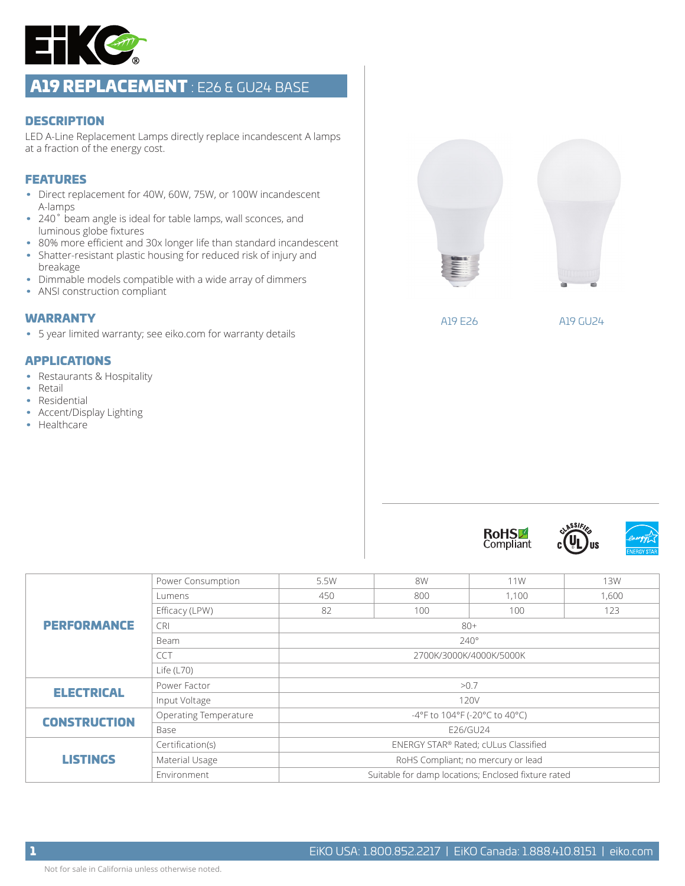# A19 REPLACEMENT : E26 & GU24 BASE

## DESCRIPTION

LED A-Line Replacement Lamps directly replace incandescent A lamps at a fraction of the energy cost.

## FEATURES

- Direct replacement for 40W, 60W, 75W, or 100W incandescent A-lamps
- 240˚ beam angle is ideal for table lamps, wall sconces, and luminous globe fixtures
- 80% more efficient and 30x longer life than standard incandescent
- Shatter-resistant plastic housing for reduced risk of injury and breakage
- Dimmable models compatible with a wide array of dimmers
- ANSI construction compliant

## WARRANTY

- 5 year limited warranty; see eiko.com for warranty details

## APPLICATIONS

- Restaurants & Hospitality
- Retail
- Residential
- Accent/Display Lighting
- Healthcare

A19 E26

A19 GU24

| | | | | | |
|---|---|---|---|---|---|
| **PERFORMANCE** | Power Consumption | 5.5W | 8W | 11W | 13W |
| | Lumens | 450 | 800 | 1,100 | 1,600 |
| | Efficacy (LPW) | 82 | 100 | 100 | 123 |
| | CRI | 80+ | | | |
| | Beam | 240° | | | |
| | CCT | 2700K/3000K/4000K/5000K | | | |
| | Life (L70) | | | | |
| **ELECTRICAL** | Power Factor | >0.7 | | | |
| | Input Voltage | 120V | | | |
| **CONSTRUCTION** | Operating Temperature | -4°F to 104°F (-20°C to 40°C) | | | |
| | Base | E26/GU24 | | | |
| **LISTINGS** | Certification(s) | ENERGY STAR® Rated; cULus Classified | | | |
| | Material Usage | RoHS Compliant; no mercury or lead | | | |
| | Environment | Suitable for damp locations; Enclosed fixture rated | | | |

EiKO USA: 1.800.852.2217 | EiKO Canada: 1.888.410.8151 | eiko.com

Not for sale in California unless otherwise noted.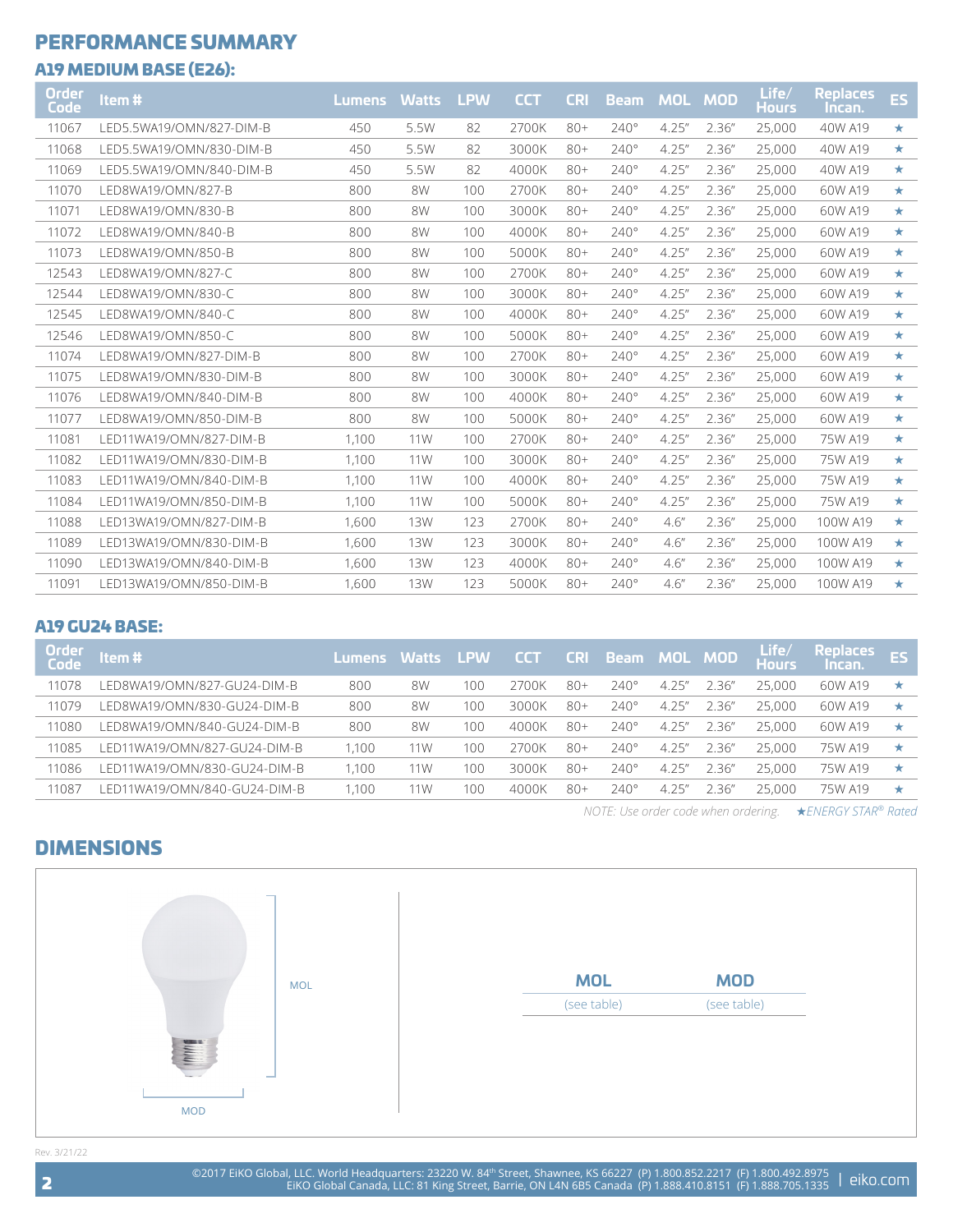# PERFORMANCE SUMMARY

## A19 MEDIUM BASE (E26):

| Order Code | Item # | Lumens | Watts | LPW | CCT | CRI | Beam | MOL | MOD | Life/ Hours | Replaces Incan. | ES |
|---|---|---|---|---|---|---|---|---|---|---|---|---|
| 11067 | LED5.5WA19/OMN/827-DIM-B | 450 | 5.5W | 82 | 2700K | 80+ | 240° | 4.25" | 2.36" | 25,000 | 40W A19 | ★ |
| 11068 | LED5.5WA19/OMN/830-DIM-B | 450 | 5.5W | 82 | 3000K | 80+ | 240° | 4.25" | 2.36" | 25,000 | 40W A19 | ★ |
| 11069 | LED5.5WA19/OMN/840-DIM-B | 450 | 5.5W | 82 | 4000K | 80+ | 240° | 4.25" | 2.36" | 25,000 | 40W A19 | ★ |
| 11070 | LED8WA19/OMN/827-B | 800 | 8W | 100 | 2700K | 80+ | 240° | 4.25" | 2.36" | 25,000 | 60W A19 | ★ |
| 11071 | LED8WA19/OMN/830-B | 800 | 8W | 100 | 3000K | 80+ | 240° | 4.25" | 2.36" | 25,000 | 60W A19 | ★ |
| 11072 | LED8WA19/OMN/840-B | 800 | 8W | 100 | 4000K | 80+ | 240° | 4.25" | 2.36" | 25,000 | 60W A19 | ★ |
| 11073 | LED8WA19/OMN/850-B | 800 | 8W | 100 | 5000K | 80+ | 240° | 4.25" | 2.36" | 25,000 | 60W A19 | ★ |
| 12543 | LED8WA19/OMN/827-C | 800 | 8W | 100 | 2700K | 80+ | 240° | 4.25" | 2.36" | 25,000 | 60W A19 | ★ |
| 12544 | LED8WA19/OMN/830-C | 800 | 8W | 100 | 3000K | 80+ | 240° | 4.25" | 2.36" | 25,000 | 60W A19 | ★ |
| 12545 | LED8WA19/OMN/840-C | 800 | 8W | 100 | 4000K | 80+ | 240° | 4.25" | 2.36" | 25,000 | 60W A19 | ★ |
| 12546 | LED8WA19/OMN/850-C | 800 | 8W | 100 | 5000K | 80+ | 240° | 4.25" | 2.36" | 25,000 | 60W A19 | ★ |
| 11074 | LED8WA19/OMN/827-DIM-B | 800 | 8W | 100 | 2700K | 80+ | 240° | 4.25" | 2.36" | 25,000 | 60W A19 | ★ |
| 11075 | LED8WA19/OMN/830-DIM-B | 800 | 8W | 100 | 3000K | 80+ | 240° | 4.25" | 2.36" | 25,000 | 60W A19 | ★ |
| 11076 | LED8WA19/OMN/840-DIM-B | 800 | 8W | 100 | 4000K | 80+ | 240° | 4.25" | 2.36" | 25,000 | 60W A19 | ★ |
| 11077 | LED8WA19/OMN/850-DIM-B | 800 | 8W | 100 | 5000K | 80+ | 240° | 4.25" | 2.36" | 25,000 | 60W A19 | ★ |
| 11081 | LED11WA19/OMN/827-DIM-B | 1,100 | 11W | 100 | 2700K | 80+ | 240° | 4.25" | 2.36" | 25,000 | 75W A19 | ★ |
| 11082 | LED11WA19/OMN/830-DIM-B | 1,100 | 11W | 100 | 3000K | 80+ | 240° | 4.25" | 2.36" | 25,000 | 75W A19 | ★ |
| 11083 | LED11WA19/OMN/840-DIM-B | 1,100 | 11W | 100 | 4000K | 80+ | 240° | 4.25" | 2.36" | 25,000 | 75W A19 | ★ |
| 11084 | LED11WA19/OMN/850-DIM-B | 1,100 | 11W | 100 | 5000K | 80+ | 240° | 4.25" | 2.36" | 25,000 | 75W A19 | ★ |
| 11088 | LED13WA19/OMN/827-DIM-B | 1,600 | 13W | 123 | 2700K | 80+ | 240° | 4.6" | 2.36" | 25,000 | 100W A19 | ★ |
| 11089 | LED13WA19/OMN/830-DIM-B | 1,600 | 13W | 123 | 3000K | 80+ | 240° | 4.6" | 2.36" | 25,000 | 100W A19 | ★ |
| 11090 | LED13WA19/OMN/840-DIM-B | 1,600 | 13W | 123 | 4000K | 80+ | 240° | 4.6" | 2.36" | 25,000 | 100W A19 | ★ |
| 11091 | LED13WA19/OMN/850-DIM-B | 1,600 | 13W | 123 | 5000K | 80+ | 240° | 4.6" | 2.36" | 25,000 | 100W A19 | ★ |

## A19 GU24 BASE:

| Order Code | Item # | Lumens | Watts | LPW | CCT | CRI | Beam | MOL | MOD | Life/ Hours | Replaces Incan. | ES |
|---|---|---|---|---|---|---|---|---|---|---|---|---|
| 11078 | LED8WA19/OMN/827-GU24-DIM-B | 800 | 8W | 100 | 2700K | 80+ | 240° | 4.25" | 2.36" | 25,000 | 60W A19 | ★ |
| 11079 | LED8WA19/OMN/830-GU24-DIM-B | 800 | 8W | 100 | 3000K | 80+ | 240° | 4.25" | 2.36" | 25,000 | 60W A19 | ★ |
| 11080 | LED8WA19/OMN/840-GU24-DIM-B | 800 | 8W | 100 | 4000K | 80+ | 240° | 4.25" | 2.36" | 25,000 | 60W A19 | ★ |
| 11085 | LED11WA19/OMN/827-GU24-DIM-B | 1,100 | 11W | 100 | 2700K | 80+ | 240° | 4.25" | 2.36" | 25,000 | 75W A19 | ★ |
| 11086 | LED11WA19/OMN/830-GU24-DIM-B | 1,100 | 11W | 100 | 3000K | 80+ | 240° | 4.25" | 2.36" | 25,000 | 75W A19 | ★ |
| 11087 | LED11WA19/OMN/840-GU24-DIM-B | 1,100 | 11W | 100 | 4000K | 80+ | 240° | 4.25" | 2.36" | 25,000 | 75W A19 | ★ |

*NOTE: Use order code when ordering.* *★ENERGY STAR® Rated*

# DIMENSIONS

MOL

MOD

| MOL | MOD |
|---|---|
| (see table) | (see table) |

Rev. 3/21/22

©2017 EiKO Global, LLC. World Headquarters: 23220 W. 84th Street, Shawnee, KS 66227 (P) 1.800.852.2217 (F) 1.800.492.8975
EiKO Global Canada, LLC: 81 King Street, Barrie, ON L4N 6B5 Canada (P) 1.888.410.8151 (F) 1.888.705.1335 | eiko.com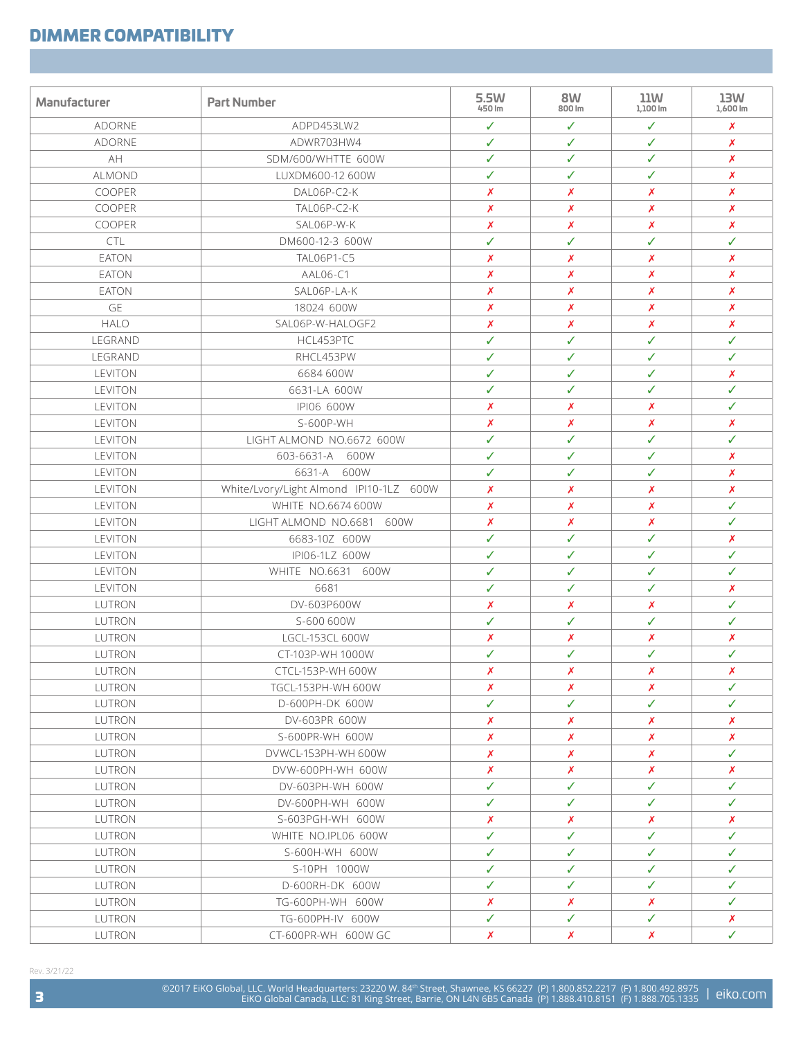## DIMMER COMPATIBILITY

| Manufacturer | Part Number | 5.5W 450 lm | 8W 800 lm | 11W 1,100 lm | 13W 1,600 lm |
|---|---|---|---|---|---|
| ADORNE | ADPD453LW2 | ✓ | ✓ | ✓ | ✗ |
| ADORNE | ADWR703HW4 | ✓ | ✓ | ✓ | ✗ |
| AH | SDM/600/WHTTE 600W | ✓ | ✓ | ✓ | ✗ |
| ALMOND | LUXDM600-12 600W | ✓ | ✓ | ✓ | ✗ |
| COOPER | DAL06P-C2-K | ✗ | ✗ | ✗ | ✗ |
| COOPER | TAL06P-C2-K | ✗ | ✗ | ✗ | ✗ |
| COOPER | SAL06P-W-K | ✗ | ✗ | ✗ | ✗ |
| CTL | DM600-12-3 600W | ✓ | ✓ | ✓ | ✓ |
| EATON | TAL06P1-C5 | ✗ | ✗ | ✗ | ✗ |
| EATON | AAL06-C1 | ✗ | ✗ | ✗ | ✗ |
| EATON | SAL06P-LA-K | ✗ | ✗ | ✗ | ✗ |
| GE | 18024 600W | ✗ | ✗ | ✗ | ✗ |
| HALO | SAL06P-W-HALOGF2 | ✗ | ✗ | ✗ | ✗ |
| LEGRAND | HCL453PTC | ✓ | ✓ | ✓ | ✓ |
| LEGRAND | RHCL453PW | ✓ | ✓ | ✓ | ✓ |
| LEVITON | 6684 600W | ✓ | ✓ | ✓ | ✗ |
| LEVITON | 6631-LA 600W | ✓ | ✓ | ✓ | ✓ |
| LEVITON | IPI06 600W | ✗ | ✗ | ✗ | ✓ |
| LEVITON | S-600P-WH | ✗ | ✗ | ✗ | ✗ |
| LEVITON | LIGHT ALMOND NO.6672 600W | ✓ | ✓ | ✓ | ✓ |
| LEVITON | 603-6631-A 600W | ✓ | ✓ | ✓ | ✗ |
| LEVITON | 6631-A 600W | ✓ | ✓ | ✓ | ✗ |
| LEVITON | White/Lvory/Light Almond IPI10-1LZ 600W | ✗ | ✗ | ✗ | ✗ |
| LEVITON | WHITE NO.6674 600W | ✗ | ✗ | ✗ | ✓ |
| LEVITON | LIGHT ALMOND NO.6681 600W | ✗ | ✗ | ✗ | ✓ |
| LEVITON | 6683-10Z 600W | ✓ | ✓ | ✓ | ✗ |
| LEVITON | IPI06-1LZ 600W | ✓ | ✓ | ✓ | ✓ |
| LEVITON | WHITE NO.6631 600W | ✓ | ✓ | ✓ | ✓ |
| LEVITON | 6681 | ✓ | ✓ | ✓ | ✗ |
| LUTRON | DV-603P600W | ✗ | ✗ | ✗ | ✓ |
| LUTRON | S-600 600W | ✓ | ✓ | ✓ | ✓ |
| LUTRON | LGCL-153CL 600W | ✗ | ✗ | ✗ | ✗ |
| LUTRON | CT-103P-WH 1000W | ✓ | ✓ | ✓ | ✓ |
| LUTRON | CTCL-153P-WH 600W | ✗ | ✗ | ✗ | ✗ |
| LUTRON | TGCL-153PH-WH 600W | ✗ | ✗ | ✗ | ✓ |
| LUTRON | D-600PH-DK 600W | ✓ | ✓ | ✓ | ✓ |
| LUTRON | DV-603PR 600W | ✗ | ✗ | ✗ | ✗ |
| LUTRON | S-600PR-WH 600W | ✗ | ✗ | ✗ | ✗ |
| LUTRON | DVWCL-153PH-WH 600W | ✗ | ✗ | ✗ | ✓ |
| LUTRON | DVW-600PH-WH 600W | ✗ | ✗ | ✗ | ✗ |
| LUTRON | DV-603PH-WH 600W | ✓ | ✓ | ✓ | ✓ |
| LUTRON | DV-600PH-WH 600W | ✓ | ✓ | ✓ | ✓ |
| LUTRON | S-603PGH-WH 600W | ✗ | ✗ | ✗ | ✗ |
| LUTRON | WHITE NO.IPL06 600W | ✓ | ✓ | ✓ | ✓ |
| LUTRON | S-600H-WH 600W | ✓ | ✓ | ✓ | ✓ |
| LUTRON | S-10PH 1000W | ✓ | ✓ | ✓ | ✓ |
| LUTRON | D-600RH-DK 600W | ✓ | ✓ | ✓ | ✓ |
| LUTRON | TG-600PH-WH 600W | ✗ | ✗ | ✗ | ✓ |
| LUTRON | TG-600PH-IV 600W | ✓ | ✓ | ✓ | ✗ |
| LUTRON | CT-600PR-WH 600W GC | ✗ | ✗ | ✗ | ✓ |

Rev. 3/21/22

©2017 EiKO Global, LLC. World Headquarters: 23220 W. 84th Street, Shawnee, KS 66227 (P) 1.800.852.2217 (F) 1.800.492.8975
EiKO Global Canada, LLC: 81 King Street, Barrie, ON L4N 6B5 Canada (P) 1.888.410.8151 (F) 1.888.705.1335 | eiko.com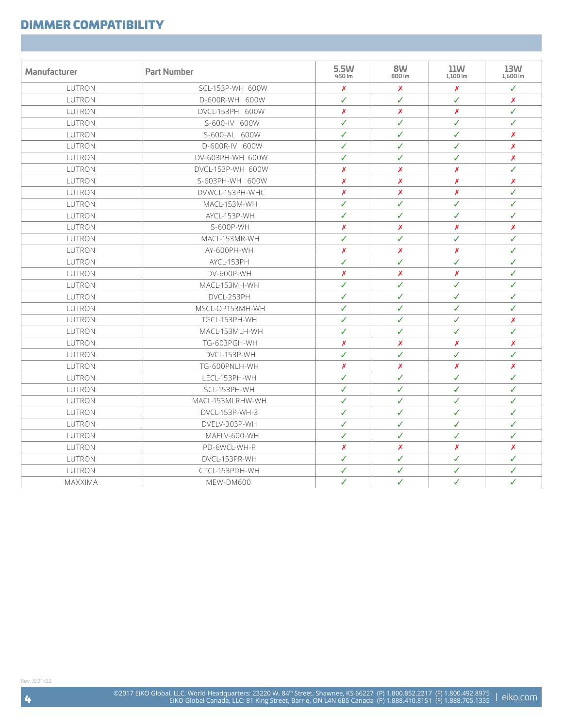## DIMMER COMPATIBILITY

| Manufacturer | Part Number | 5.5W 450 lm | 8W 800 lm | 11W 1,100 lm | 13W 1,600 lm |
|---|---|---|---|---|---|
| LUTRON | SCL-153P-WH 600W | ✗ | ✗ | ✗ | ✓ |
| LUTRON | D-600R-WH 600W | ✓ | ✓ | ✓ | ✗ |
| LUTRON | DVCL-153PH 600W | ✗ | ✗ | ✗ | ✓ |
| LUTRON | S-600-IV 600W | ✓ | ✓ | ✓ | ✓ |
| LUTRON | S-600-AL 600W | ✓ | ✓ | ✓ | ✗ |
| LUTRON | D-600R-IV 600W | ✓ | ✓ | ✓ | ✗ |
| LUTRON | DV-603PH-WH 600W | ✓ | ✓ | ✓ | ✗ |
| LUTRON | DVCL-153P-WH 600W | ✗ | ✗ | ✗ | ✓ |
| LUTRON | S-603PH-WH 600W | ✗ | ✗ | ✗ | ✗ |
| LUTRON | DVWCL-153PH-WHC | ✗ | ✗ | ✗ | ✓ |
| LUTRON | MACL-153M-WH | ✓ | ✓ | ✓ | ✓ |
| LUTRON | AYCL-153P-WH | ✓ | ✓ | ✓ | ✓ |
| LUTRON | S-600P-WH | ✗ | ✗ | ✗ | ✗ |
| LUTRON | MACL-153MR-WH | ✓ | ✓ | ✓ | ✓ |
| LUTRON | AY-600PH-WH | ✗ | ✗ | ✗ | ✓ |
| LUTRON | AYCL-153PH | ✓ | ✓ | ✓ | ✓ |
| LUTRON | DV-600P-WH | ✗ | ✗ | ✗ | ✓ |
| LUTRON | MACL-153MH-WH | ✓ | ✓ | ✓ | ✓ |
| LUTRON | DVCL-253PH | ✓ | ✓ | ✓ | ✓ |
| LUTRON | MSCL-OP153MH-WH | ✓ | ✓ | ✓ | ✓ |
| LUTRON | TGCL-153PH-WH | ✓ | ✓ | ✓ | ✗ |
| LUTRON | MACL-153MLH-WH | ✓ | ✓ | ✓ | ✓ |
| LUTRON | TG-603PGH-WH | ✗ | ✗ | ✗ | ✗ |
| LUTRON | DVCL-153P-WH | ✓ | ✓ | ✓ | ✓ |
| LUTRON | TG-600PNLH-WH | ✗ | ✗ | ✗ | ✗ |
| LUTRON | LECL-153PH-WH | ✓ | ✓ | ✓ | ✓ |
| LUTRON | SCL-153PH-WH | ✓ | ✓ | ✓ | ✓ |
| LUTRON | MACL-153MLRHW-WH | ✓ | ✓ | ✓ | ✓ |
| LUTRON | DVCL-153P-WH-3 | ✓ | ✓ | ✓ | ✓ |
| LUTRON | DVELV-303P-WH | ✓ | ✓ | ✓ | ✓ |
| LUTRON | MAELV-600-WH | ✓ | ✓ | ✓ | ✓ |
| LUTRON | PD-6WCL-WH-P | ✗ | ✗ | ✗ | ✗ |
| LUTRON | DVCL-153PR-WH | ✓ | ✓ | ✓ | ✓ |
| LUTRON | CTCL-153PDH-WH | ✓ | ✓ | ✓ | ✓ |
| MAXXIMA | MEW-DM600 | ✓ | ✓ | ✓ | ✓ |

Rev. 3/21/22

©2017 EiKO Global, LLC. World Headquarters: 23220 W. 84th Street, Shawnee, KS 66227 (P) 1.800.852.2217 (F) 1.800.492.8975
EiKO Global Canada, LLC: 81 King Street, Barrie, ON L4N 6B5 Canada (P) 1.888.410.8151 (F) 1.888.705.1335 | eiko.com